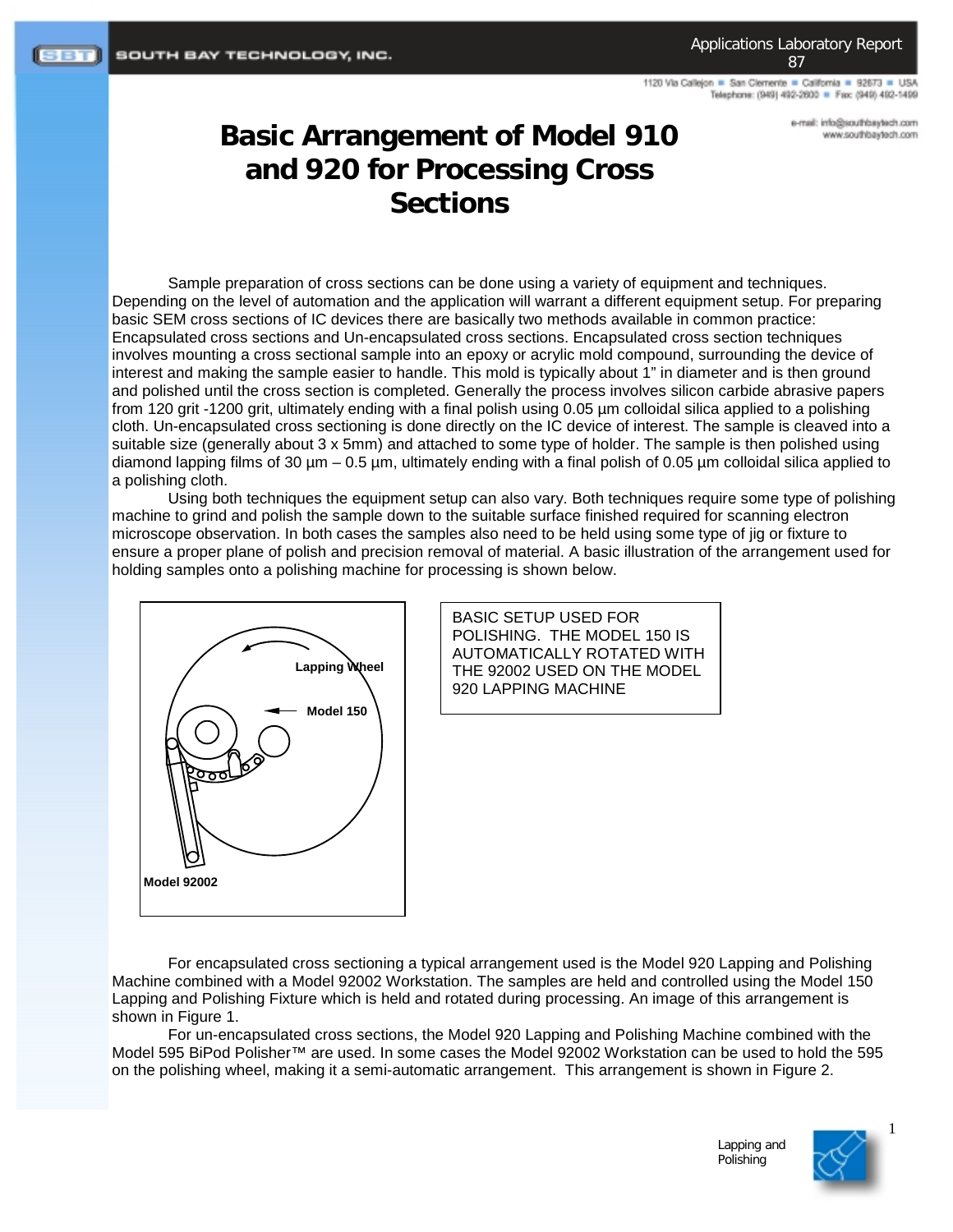Applications Laboratory Report 87

1120 Via Callejon ■ San Clemente ■ California ■ 92673 ■ USA
Telephone: (949) 492-2600 ■ Fax: (949) 492-1499

e-mail: info@southbaytech.com
www.southbaytech.com

# Basic Arrangement of Model 910 and 920 for Processing Cross Sections

Sample preparation of cross sections can be done using a variety of equipment and techniques. Depending on the level of automation and the application will warrant a different equipment setup. For preparing basic SEM cross sections of IC devices there are basically two methods available in common practice: Encapsulated cross sections and Un-encapsulated cross sections. Encapsulated cross section techniques involves mounting a cross sectional sample into an epoxy or acrylic mold compound, surrounding the device of interest and making the sample easier to handle. This mold is typically about 1" in diameter and is then ground and polished until the cross section is completed. Generally the process involves silicon carbide abrasive papers from 120 grit -1200 grit, ultimately ending with a final polish using 0.05 µm colloidal silica applied to a polishing cloth. Un-encapsulated cross sectioning is done directly on the IC device of interest. The sample is cleaved into a suitable size (generally about 3 x 5mm) and attached to some type of holder. The sample is then polished using diamond lapping films of 30 µm – 0.5 µm, ultimately ending with a final polish of 0.05 µm colloidal silica applied to a polishing cloth.

Using both techniques the equipment setup can also vary. Both techniques require some type of polishing machine to grind and polish the sample down to the suitable surface finished required for scanning electron microscope observation. In both cases the samples also need to be held using some type of jig or fixture to ensure a proper plane of polish and precision removal of material. A basic illustration of the arrangement used for holding samples onto a polishing machine for processing is shown below.

Lapping Wheel

Model 150

Model 92002

BASIC SETUP USED FOR POLISHING. THE MODEL 150 IS AUTOMATICALLY ROTATED WITH THE 92002 USED ON THE MODEL 920 LAPPING MACHINE

For encapsulated cross sectioning a typical arrangement used is the Model 920 Lapping and Polishing Machine combined with a Model 92002 Workstation. The samples are held and controlled using the Model 150 Lapping and Polishing Fixture which is held and rotated during processing. An image of this arrangement is shown in Figure 1.

For un-encapsulated cross sections, the Model 920 Lapping and Polishing Machine combined with the Model 595 BiPod Polisher™ are used. In some cases the Model 92002 Workstation can be used to hold the 595 on the polishing wheel, making it a semi-automatic arrangement. This arrangement is shown in Figure 2.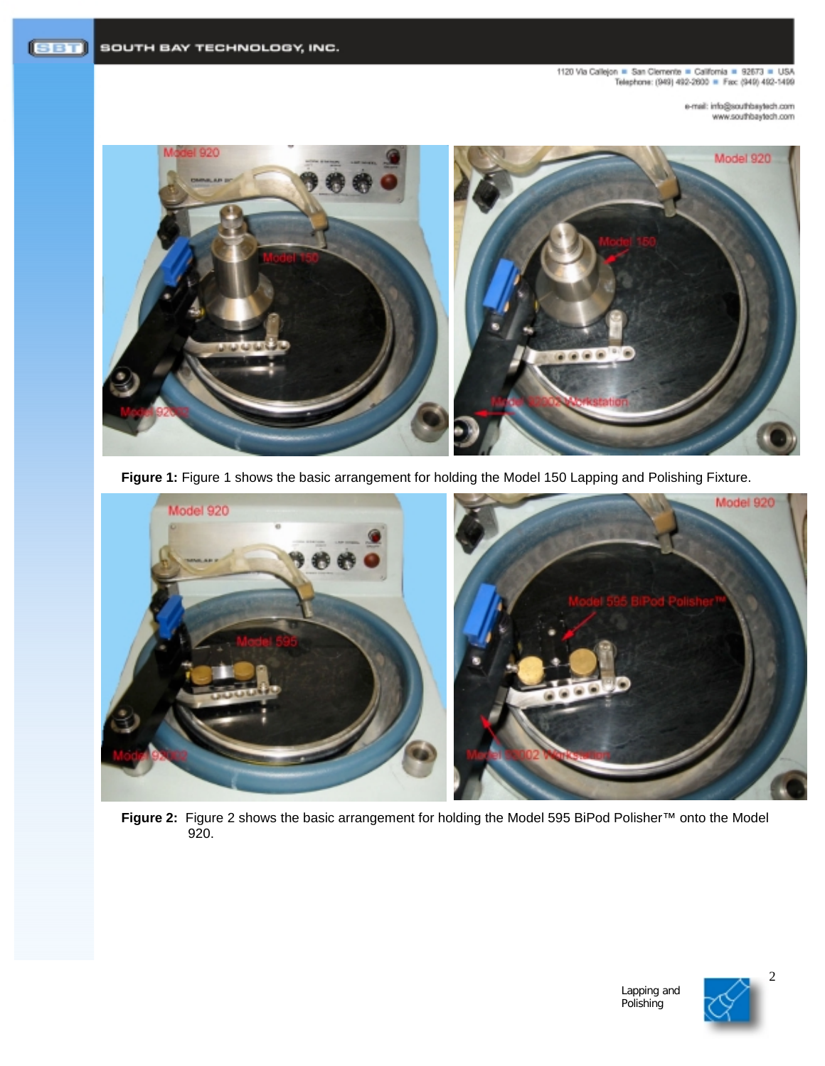**Figure 1:** Figure 1 shows the basic arrangement for holding the Model 150 Lapping and Polishing Fixture.

**Figure 2:** Figure 2 shows the basic arrangement for holding the Model 595 BiPod Polisher™ onto the Model 920.